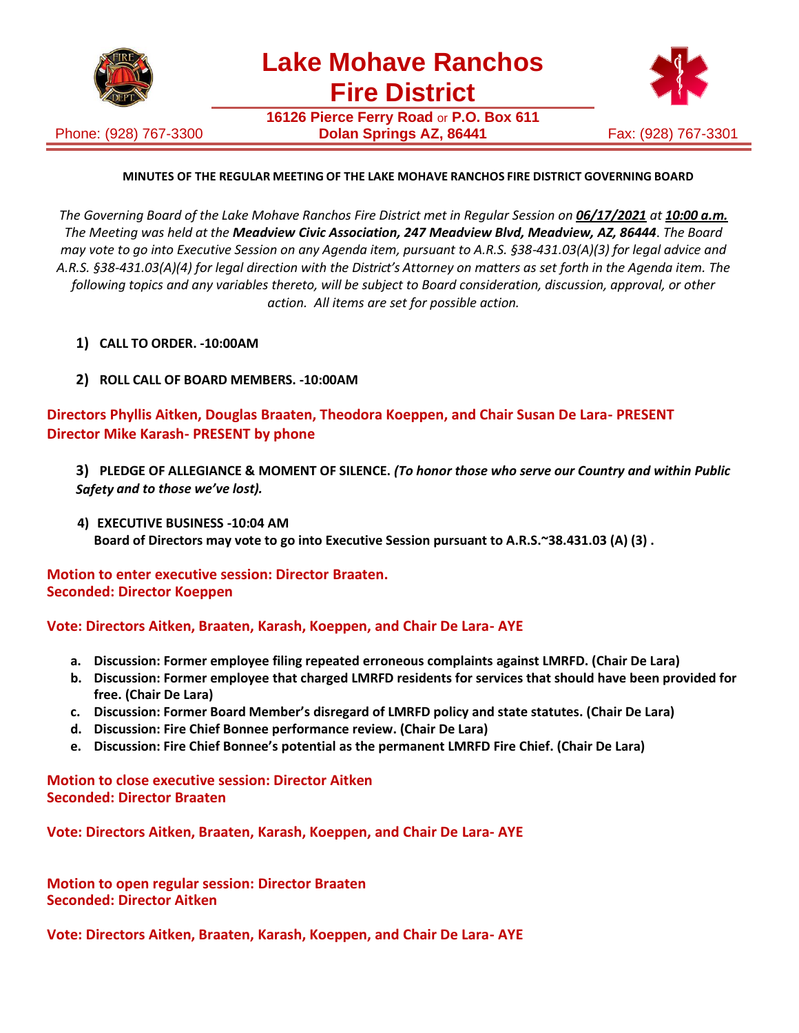# Lake Mohave Ranchos Fire District

**16126 Pierce Ferry Road** or **P.O. Box 611**
**Dolan Springs AZ, 86441**

Phone: (928) 767-3300 Fax: (928) 767-3301

**MINUTES OF THE REGULAR MEETING OF THE LAKE MOHAVE RANCHOS FIRE DISTRICT GOVERNING BOARD**

*The Governing Board of the Lake Mohave Ranchos Fire District met in Regular Session on **06/17/2021** at **10:00 a.m.** The Meeting was held at the **Meadview Civic Association, 247 Meadview Blvd, Meadview, AZ, 86444**. The Board may vote to go into Executive Session on any Agenda item, pursuant to A.R.S. §38-431.03(A)(3) for legal advice and A.R.S. §38-431.03(A)(4) for legal direction with the District's Attorney on matters as set forth in the Agenda item. The following topics and any variables thereto, will be subject to Board consideration, discussion, approval, or other action. All items are set for possible action.*

1) **CALL TO ORDER. -10:00AM**

2) **ROLL CALL OF BOARD MEMBERS. -10:00AM**

**Directors Phyllis Aitken, Douglas Braaten, Theodora Koeppen, and Chair Susan De Lara- PRESENT**
**Director Mike Karash- PRESENT by phone**

3) **PLEDGE OF ALLEGIANCE & MOMENT OF SILENCE.** ***(To honor those who serve our Country and within Public Safety and to those we've lost).***

4) **EXECUTIVE BUSINESS -10:04 AM**
**Board of Directors may vote to go into Executive Session pursuant to A.R.S.~38.431.03 (A) (3) .**

**Motion to enter executive session: Director Braaten.**
**Seconded: Director Koeppen**

**Vote: Directors Aitken, Braaten, Karash, Koeppen, and Chair De Lara- AYE**

a. **Discussion: Former employee filing repeated erroneous complaints against LMRFD. (Chair De Lara)**
b. **Discussion: Former employee that charged LMRFD residents for services that should have been provided for free. (Chair De Lara)**
c. **Discussion: Former Board Member's disregard of LMRFD policy and state statutes. (Chair De Lara)**
d. **Discussion: Fire Chief Bonnee performance review. (Chair De Lara)**
e. **Discussion: Fire Chief Bonnee's potential as the permanent LMRFD Fire Chief. (Chair De Lara)**

**Motion to close executive session: Director Aitken**
**Seconded: Director Braaten**

**Vote: Directors Aitken, Braaten, Karash, Koeppen, and Chair De Lara- AYE**

**Motion to open regular session: Director Braaten**
**Seconded: Director Aitken**

**Vote: Directors Aitken, Braaten, Karash, Koeppen, and Chair De Lara- AYE**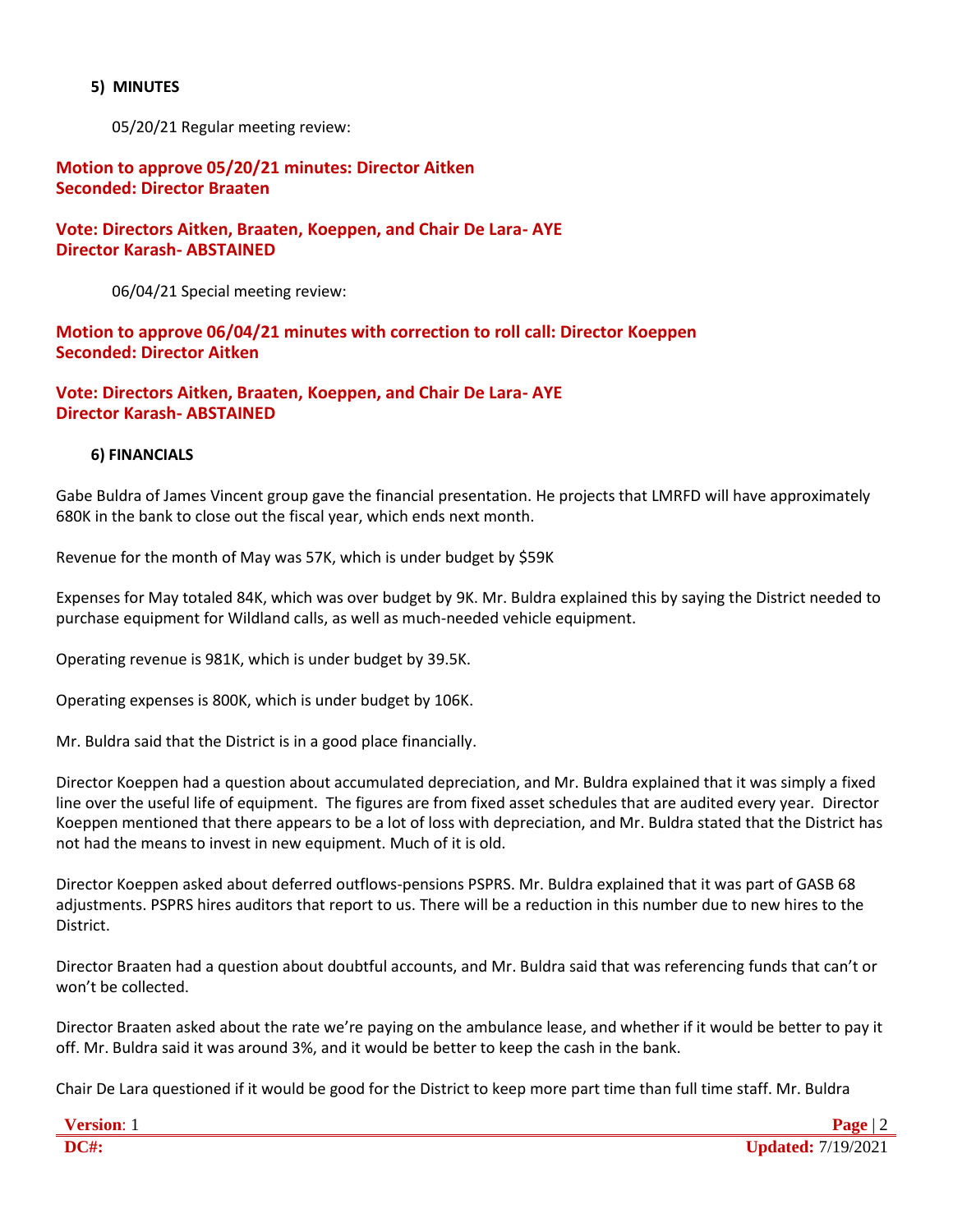### 5) MINUTES

05/20/21 Regular meeting review:

**Motion to approve 05/20/21 minutes: Director Aitken**
**Seconded: Director Braaten**

**Vote: Directors Aitken, Braaten, Koeppen, and Chair De Lara- AYE**
**Director Karash- ABSTAINED**

06/04/21 Special meeting review:

**Motion to approve 06/04/21 minutes with correction to roll call: Director Koeppen**
**Seconded: Director Aitken**

**Vote: Directors Aitken, Braaten, Koeppen, and Chair De Lara- AYE**
**Director Karash- ABSTAINED**

### 6) FINANCIALS

Gabe Buldra of James Vincent group gave the financial presentation. He projects that LMRFD will have approximately 680K in the bank to close out the fiscal year, which ends next month.

Revenue for the month of May was 57K, which is under budget by $59K

Expenses for May totaled 84K, which was over budget by 9K. Mr. Buldra explained this by saying the District needed to purchase equipment for Wildland calls, as well as much-needed vehicle equipment.

Operating revenue is 981K, which is under budget by 39.5K.

Operating expenses is 800K, which is under budget by 106K.

Mr. Buldra said that the District is in a good place financially.

Director Koeppen had a question about accumulated depreciation, and Mr. Buldra explained that it was simply a fixed line over the useful life of equipment. The figures are from fixed asset schedules that are audited every year. Director Koeppen mentioned that there appears to be a lot of loss with depreciation, and Mr. Buldra stated that the District has not had the means to invest in new equipment. Much of it is old.

Director Koeppen asked about deferred outflows-pensions PSPRS. Mr. Buldra explained that it was part of GASB 68 adjustments. PSPRS hires auditors that report to us. There will be a reduction in this number due to new hires to the District.

Director Braaten had a question about doubtful accounts, and Mr. Buldra said that was referencing funds that can't or won't be collected.

Director Braaten asked about the rate we're paying on the ambulance lease, and whether if it would be better to pay it off. Mr. Buldra said it was around 3%, and it would be better to keep the cash in the bank.

Chair De Lara questioned if it would be good for the District to keep more part time than full time staff. Mr. Buldra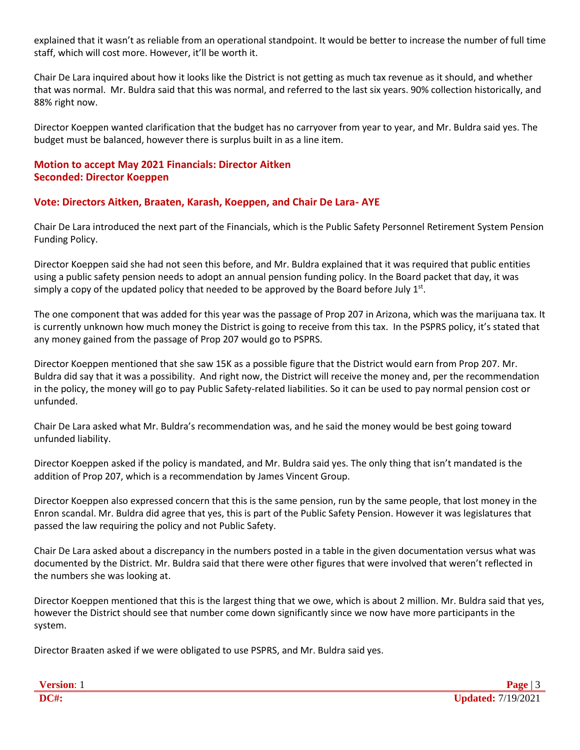explained that it wasn't as reliable from an operational standpoint. It would be better to increase the number of full time staff, which will cost more. However, it'll be worth it.

Chair De Lara inquired about how it looks like the District is not getting as much tax revenue as it should, and whether that was normal. Mr. Buldra said that this was normal, and referred to the last six years. 90% collection historically, and 88% right now.

Director Koeppen wanted clarification that the budget has no carryover from year to year, and Mr. Buldra said yes. The budget must be balanced, however there is surplus built in as a line item.

**Motion to accept May 2021 Financials: Director Aitken**
**Seconded: Director Koeppen**

**Vote: Directors Aitken, Braaten, Karash, Koeppen, and Chair De Lara- AYE**

Chair De Lara introduced the next part of the Financials, which is the Public Safety Personnel Retirement System Pension Funding Policy.

Director Koeppen said she had not seen this before, and Mr. Buldra explained that it was required that public entities using a public safety pension needs to adopt an annual pension funding policy. In the Board packet that day, it was simply a copy of the updated policy that needed to be approved by the Board before July 1st.

The one component that was added for this year was the passage of Prop 207 in Arizona, which was the marijuana tax. It is currently unknown how much money the District is going to receive from this tax. In the PSPRS policy, it's stated that any money gained from the passage of Prop 207 would go to PSPRS.

Director Koeppen mentioned that she saw 15K as a possible figure that the District would earn from Prop 207. Mr. Buldra did say that it was a possibility. And right now, the District will receive the money and, per the recommendation in the policy, the money will go to pay Public Safety-related liabilities. So it can be used to pay normal pension cost or unfunded.

Chair De Lara asked what Mr. Buldra's recommendation was, and he said the money would be best going toward unfunded liability.

Director Koeppen asked if the policy is mandated, and Mr. Buldra said yes. The only thing that isn't mandated is the addition of Prop 207, which is a recommendation by James Vincent Group.

Director Koeppen also expressed concern that this is the same pension, run by the same people, that lost money in the Enron scandal. Mr. Buldra did agree that yes, this is part of the Public Safety Pension. However it was legislatures that passed the law requiring the policy and not Public Safety.

Chair De Lara asked about a discrepancy in the numbers posted in a table in the given documentation versus what was documented by the District. Mr. Buldra said that there were other figures that were involved that weren't reflected in the numbers she was looking at.

Director Koeppen mentioned that this is the largest thing that we owe, which is about 2 million. Mr. Buldra said that yes, however the District should see that number come down significantly since we now have more participants in the system.

Director Braaten asked if we were obligated to use PSPRS, and Mr. Buldra said yes.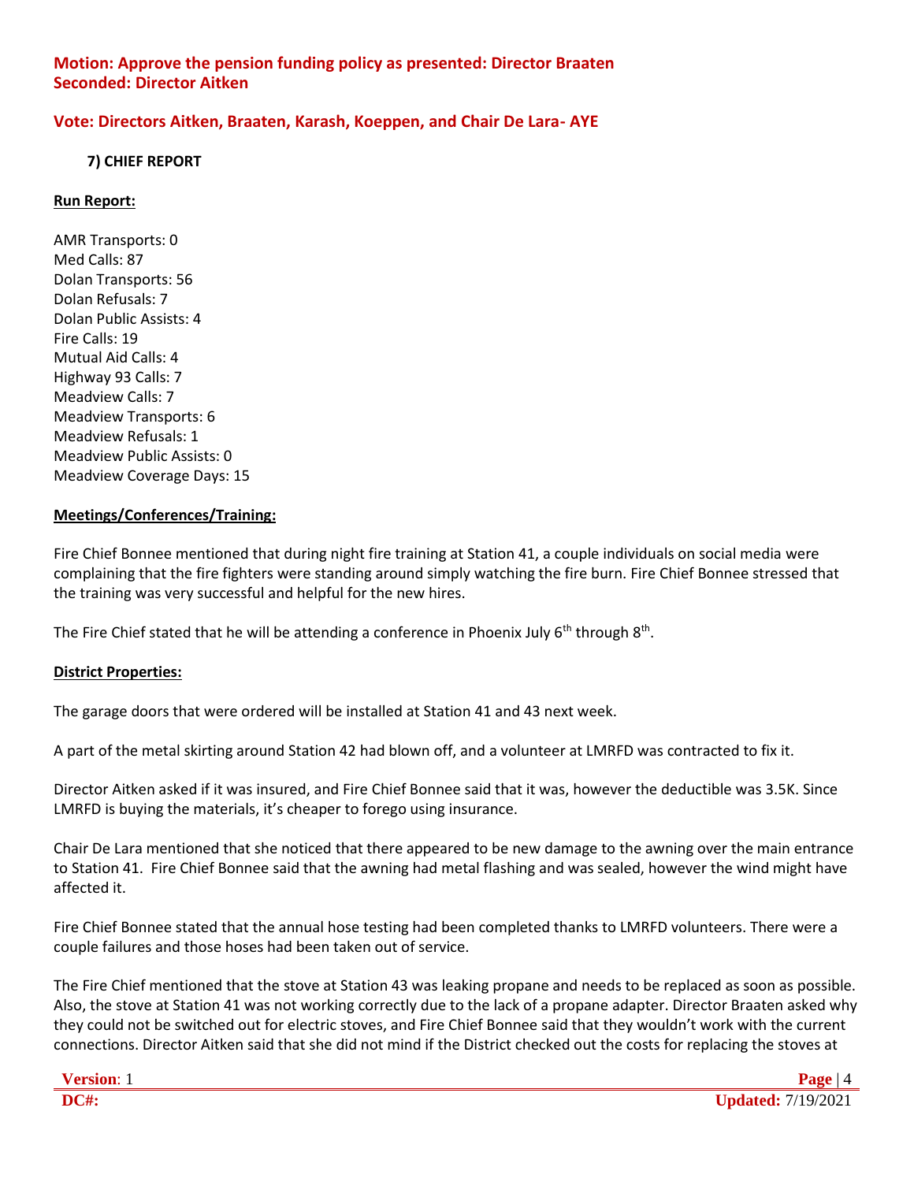**Motion: Approve the pension funding policy as presented: Director Braaten**
**Seconded: Director Aitken**

**Vote: Directors Aitken, Braaten, Karash, Koeppen, and Chair De Lara- AYE**

### 7) CHIEF REPORT

**Run Report:**

AMR Transports: 0
Med Calls: 87
Dolan Transports: 56
Dolan Refusals: 7
Dolan Public Assists: 4
Fire Calls: 19
Mutual Aid Calls: 4
Highway 93 Calls: 7
Meadview Calls: 7
Meadview Transports: 6
Meadview Refusals: 1
Meadview Public Assists: 0
Meadview Coverage Days: 15

**Meetings/Conferences/Training:**

Fire Chief Bonnee mentioned that during night fire training at Station 41, a couple individuals on social media were complaining that the fire fighters were standing around simply watching the fire burn. Fire Chief Bonnee stressed that the training was very successful and helpful for the new hires.

The Fire Chief stated that he will be attending a conference in Phoenix July 6th through 8th.

**District Properties:**

The garage doors that were ordered will be installed at Station 41 and 43 next week.

A part of the metal skirting around Station 42 had blown off, and a volunteer at LMRFD was contracted to fix it.

Director Aitken asked if it was insured, and Fire Chief Bonnee said that it was, however the deductible was 3.5K. Since LMRFD is buying the materials, it's cheaper to forego using insurance.

Chair De Lara mentioned that she noticed that there appeared to be new damage to the awning over the main entrance to Station 41. Fire Chief Bonnee said that the awning had metal flashing and was sealed, however the wind might have affected it.

Fire Chief Bonnee stated that the annual hose testing had been completed thanks to LMRFD volunteers. There were a couple failures and those hoses had been taken out of service.

The Fire Chief mentioned that the stove at Station 43 was leaking propane and needs to be replaced as soon as possible. Also, the stove at Station 41 was not working correctly due to the lack of a propane adapter. Director Braaten asked why they could not be switched out for electric stoves, and Fire Chief Bonnee said that they wouldn't work with the current connections. Director Aitken said that she did not mind if the District checked out the costs for replacing the stoves at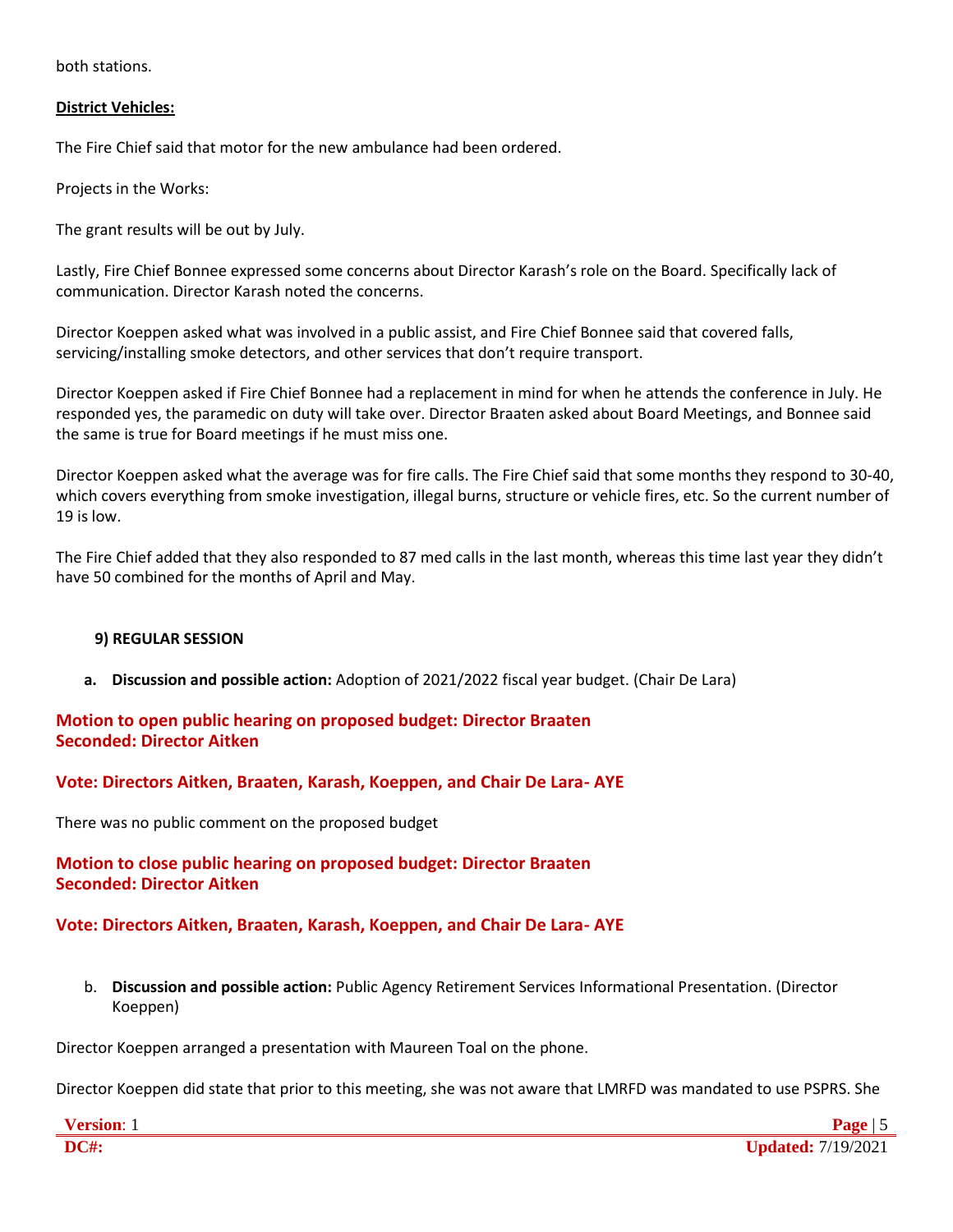both stations.

**District Vehicles:**

The Fire Chief said that motor for the new ambulance had been ordered.

Projects in the Works:

The grant results will be out by July.

Lastly, Fire Chief Bonnee expressed some concerns about Director Karash's role on the Board. Specifically lack of communication. Director Karash noted the concerns.

Director Koeppen asked what was involved in a public assist, and Fire Chief Bonnee said that covered falls, servicing/installing smoke detectors, and other services that don't require transport.

Director Koeppen asked if Fire Chief Bonnee had a replacement in mind for when he attends the conference in July. He responded yes, the paramedic on duty will take over. Director Braaten asked about Board Meetings, and Bonnee said the same is true for Board meetings if he must miss one.

Director Koeppen asked what the average was for fire calls. The Fire Chief said that some months they respond to 30-40, which covers everything from smoke investigation, illegal burns, structure or vehicle fires, etc. So the current number of 19 is low.

The Fire Chief added that they also responded to 87 med calls in the last month, whereas this time last year they didn't have 50 combined for the months of April and May.

**9) REGULAR SESSION**

a. **Discussion and possible action:** Adoption of 2021/2022 fiscal year budget. (Chair De Lara)

**Motion to open public hearing on proposed budget: Director Braaten**
**Seconded: Director Aitken**

**Vote: Directors Aitken, Braaten, Karash, Koeppen, and Chair De Lara- AYE**

There was no public comment on the proposed budget

**Motion to close public hearing on proposed budget: Director Braaten**
**Seconded: Director Aitken**

**Vote: Directors Aitken, Braaten, Karash, Koeppen, and Chair De Lara- AYE**

b. **Discussion and possible action:** Public Agency Retirement Services Informational Presentation. (Director Koeppen)

Director Koeppen arranged a presentation with Maureen Toal on the phone.

Director Koeppen did state that prior to this meeting, she was not aware that LMRFD was mandated to use PSPRS. She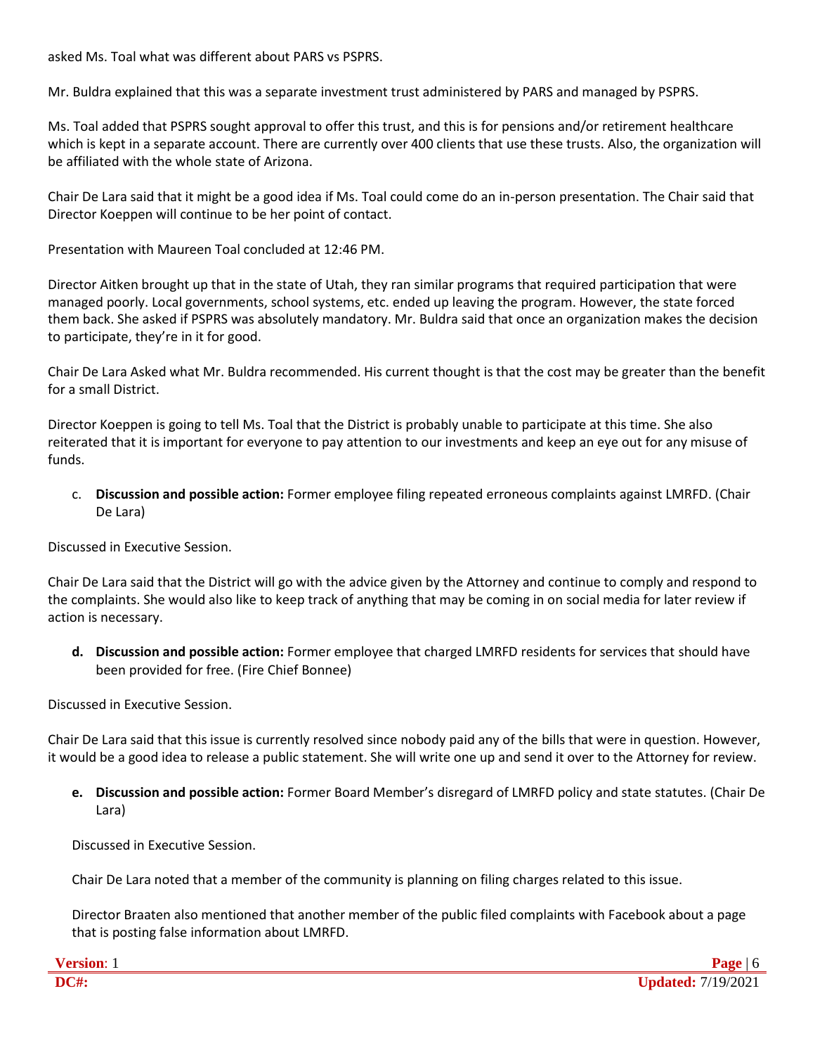asked Ms. Toal what was different about PARS vs PSPRS.

Mr. Buldra explained that this was a separate investment trust administered by PARS and managed by PSPRS.

Ms. Toal added that PSPRS sought approval to offer this trust, and this is for pensions and/or retirement healthcare which is kept in a separate account. There are currently over 400 clients that use these trusts. Also, the organization will be affiliated with the whole state of Arizona.

Chair De Lara said that it might be a good idea if Ms. Toal could come do an in-person presentation. The Chair said that Director Koeppen will continue to be her point of contact.

Presentation with Maureen Toal concluded at 12:46 PM.

Director Aitken brought up that in the state of Utah, they ran similar programs that required participation that were managed poorly. Local governments, school systems, etc. ended up leaving the program. However, the state forced them back. She asked if PSPRS was absolutely mandatory. Mr. Buldra said that once an organization makes the decision to participate, they're in it for good.

Chair De Lara Asked what Mr. Buldra recommended. His current thought is that the cost may be greater than the benefit for a small District.

Director Koeppen is going to tell Ms. Toal that the District is probably unable to participate at this time. She also reiterated that it is important for everyone to pay attention to our investments and keep an eye out for any misuse of funds.

c. **Discussion and possible action:** Former employee filing repeated erroneous complaints against LMRFD. (Chair De Lara)

Discussed in Executive Session.

Chair De Lara said that the District will go with the advice given by the Attorney and continue to comply and respond to the complaints. She would also like to keep track of anything that may be coming in on social media for later review if action is necessary.

**d. Discussion and possible action:** Former employee that charged LMRFD residents for services that should have been provided for free. (Fire Chief Bonnee)

Discussed in Executive Session.

Chair De Lara said that this issue is currently resolved since nobody paid any of the bills that were in question. However, it would be a good idea to release a public statement. She will write one up and send it over to the Attorney for review.

**e. Discussion and possible action:** Former Board Member's disregard of LMRFD policy and state statutes. (Chair De Lara)

Discussed in Executive Session.

Chair De Lara noted that a member of the community is planning on filing charges related to this issue.

Director Braaten also mentioned that another member of the public filed complaints with Facebook about a page that is posting false information about LMRFD.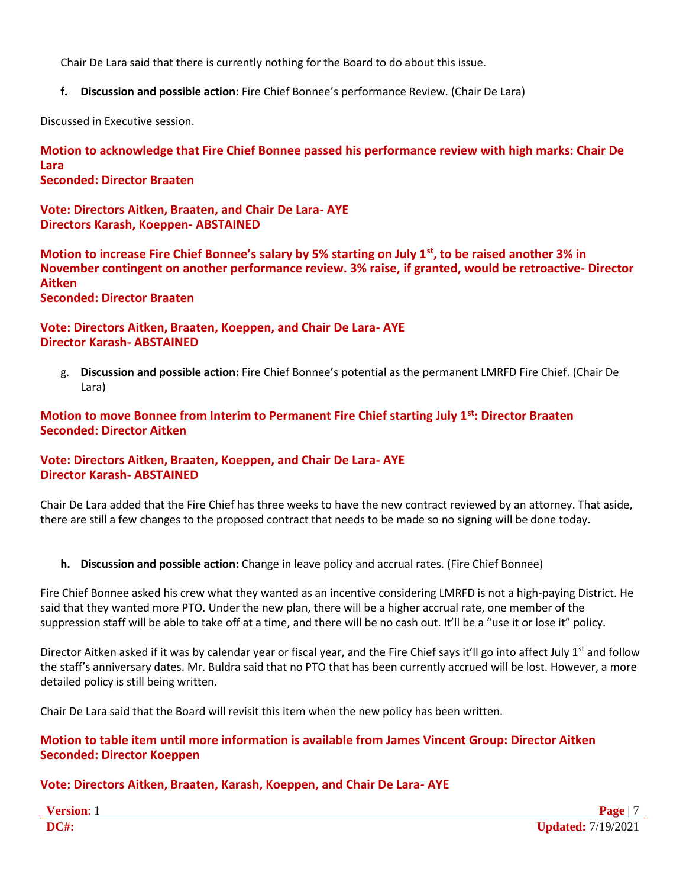Chair De Lara said that there is currently nothing for the Board to do about this issue.

**f. Discussion and possible action:** Fire Chief Bonnee's performance Review. (Chair De Lara)

Discussed in Executive session.

**Motion to acknowledge that Fire Chief Bonnee passed his performance review with high marks: Chair De Lara**
**Seconded: Director Braaten**

**Vote: Directors Aitken, Braaten, and Chair De Lara- AYE**
**Directors Karash, Koeppen- ABSTAINED**

**Motion to increase Fire Chief Bonnee's salary by 5% starting on July 1st, to be raised another 3% in November contingent on another performance review. 3% raise, if granted, would be retroactive- Director Aitken**
**Seconded: Director Braaten**

**Vote: Directors Aitken, Braaten, Koeppen, and Chair De Lara- AYE**
**Director Karash- ABSTAINED**

g. **Discussion and possible action:** Fire Chief Bonnee's potential as the permanent LMRFD Fire Chief. (Chair De Lara)

**Motion to move Bonnee from Interim to Permanent Fire Chief starting July 1st: Director Braaten**
**Seconded: Director Aitken**

**Vote: Directors Aitken, Braaten, Koeppen, and Chair De Lara- AYE**
**Director Karash- ABSTAINED**

Chair De Lara added that the Fire Chief has three weeks to have the new contract reviewed by an attorney. That aside, there are still a few changes to the proposed contract that needs to be made so no signing will be done today.

**h. Discussion and possible action:** Change in leave policy and accrual rates. (Fire Chief Bonnee)

Fire Chief Bonnee asked his crew what they wanted as an incentive considering LMRFD is not a high-paying District. He said that they wanted more PTO. Under the new plan, there will be a higher accrual rate, one member of the suppression staff will be able to take off at a time, and there will be no cash out. It'll be a "use it or lose it" policy.

Director Aitken asked if it was by calendar year or fiscal year, and the Fire Chief says it'll go into affect July 1st and follow the staff's anniversary dates. Mr. Buldra said that no PTO that has been currently accrued will be lost. However, a more detailed policy is still being written.

Chair De Lara said that the Board will revisit this item when the new policy has been written.

**Motion to table item until more information is available from James Vincent Group: Director Aitken**
**Seconded: Director Koeppen**

**Vote: Directors Aitken, Braaten, Karash, Koeppen, and Chair De Lara- AYE**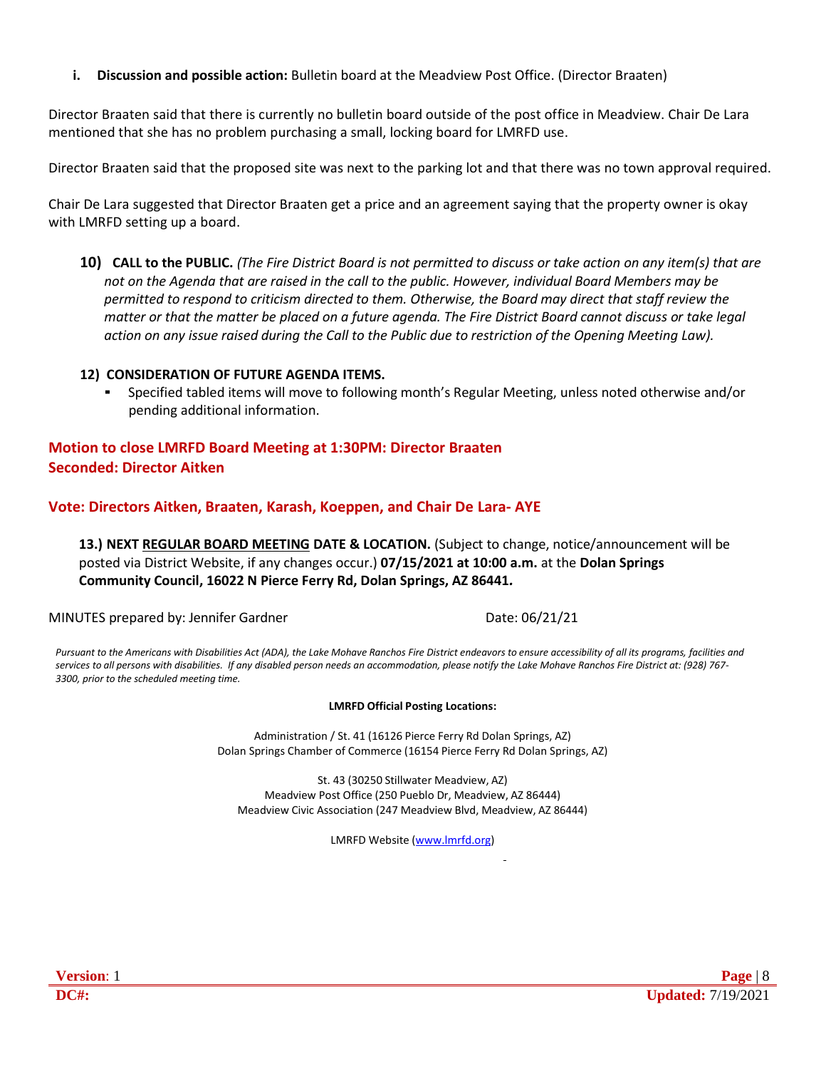**i. Discussion and possible action:** Bulletin board at the Meadview Post Office. (Director Braaten)

Director Braaten said that there is currently no bulletin board outside of the post office in Meadview. Chair De Lara mentioned that she has no problem purchasing a small, locking board for LMRFD use.

Director Braaten said that the proposed site was next to the parking lot and that there was no town approval required.

Chair De Lara suggested that Director Braaten get a price and an agreement saying that the property owner is okay with LMRFD setting up a board.

**10) CALL to the PUBLIC.** *(The Fire District Board is not permitted to discuss or take action on any item(s) that are not on the Agenda that are raised in the call to the public. However, individual Board Members may be permitted to respond to criticism directed to them. Otherwise, the Board may direct that staff review the matter or that the matter be placed on a future agenda. The Fire District Board cannot discuss or take legal action on any issue raised during the Call to the Public due to restriction of the Opening Meeting Law).*

**12) CONSIDERATION OF FUTURE AGENDA ITEMS.**

- Specified tabled items will move to following month's Regular Meeting, unless noted otherwise and/or pending additional information.

**Motion to close LMRFD Board Meeting at 1:30PM: Director Braaten**
**Seconded: Director Aitken**

**Vote: Directors Aitken, Braaten, Karash, Koeppen, and Chair De Lara- AYE**

**13.) NEXT REGULAR BOARD MEETING DATE & LOCATION.** (Subject to change, notice/announcement will be posted via District Website, if any changes occur.) **07/15/2021 at 10:00 a.m.** at the **Dolan Springs Community Council, 16022 N Pierce Ferry Rd, Dolan Springs, AZ 86441.**

MINUTES prepared by: Jennifer Gardner Date: 06/21/21

*Pursuant to the Americans with Disabilities Act (ADA), the Lake Mohave Ranchos Fire District endeavors to ensure accessibility of all its programs, facilities and services to all persons with disabilities. If any disabled person needs an accommodation, please notify the Lake Mohave Ranchos Fire District at: (928) 767-3300, prior to the scheduled meeting time.*

**LMRFD Official Posting Locations:**

Administration / St. 41 (16126 Pierce Ferry Rd Dolan Springs, AZ)
Dolan Springs Chamber of Commerce (16154 Pierce Ferry Rd Dolan Springs, AZ)

St. 43 (30250 Stillwater Meadview, AZ)
Meadview Post Office (250 Pueblo Dr, Meadview, AZ 86444)
Meadview Civic Association (247 Meadview Blvd, Meadview, AZ 86444)

LMRFD Website (www.lmrfd.org)

**Version**: 1
**DC#:**
**Updated:** 7/19/2021